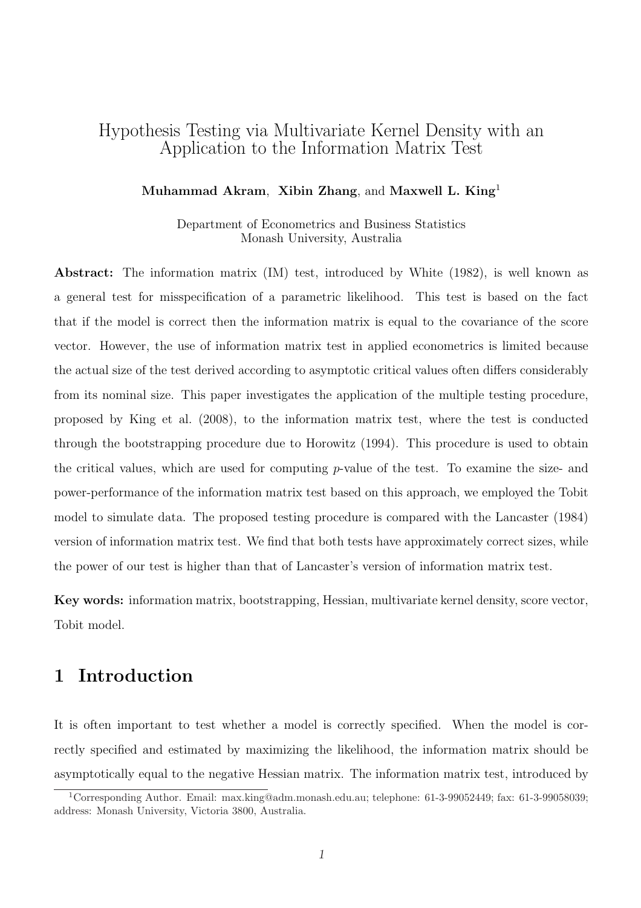# Hypothesis Testing via Multivariate Kernel Density with an Application to the Information Matrix Test

**Muhammad Akram**, **Xibin Zhang**, and **Maxwell L. King**[1]

Department of Econometrics and Business Statistics
Monash University, Australia

**Abstract:** The information matrix (IM) test, introduced by White (1982), is well known as a general test for misspecification of a parametric likelihood. This test is based on the fact that if the model is correct then the information matrix is equal to the covariance of the score vector. However, the use of information matrix test in applied econometrics is limited because the actual size of the test derived according to asymptotic critical values often differs considerably from its nominal size. This paper investigates the application of the multiple testing procedure, proposed by King et al. (2008), to the information matrix test, where the test is conducted through the bootstrapping procedure due to Horowitz (1994). This procedure is used to obtain the critical values, which are used for computing $p$-value of the test. To examine the size- and power-performance of the information matrix test based on this approach, we employed the Tobit model to simulate data. The proposed testing procedure is compared with the Lancaster (1984) version of information matrix test. We find that both tests have approximately correct sizes, while the power of our test is higher than that of Lancaster's version of information matrix test.

**Key words:** information matrix, bootstrapping, Hessian, multivariate kernel density, score vector, Tobit model.

## 1 Introduction

It is often important to test whether a model is correctly specified. When the model is correctly specified and estimated by maximizing the likelihood, the information matrix should be asymptotically equal to the negative Hessian matrix. The information matrix test, introduced by

[1] Corresponding Author. Email: max.king@adm.monash.edu.au; telephone: 61-3-99052449; fax: 61-3-99058039; address: Monash University, Victoria 3800, Australia.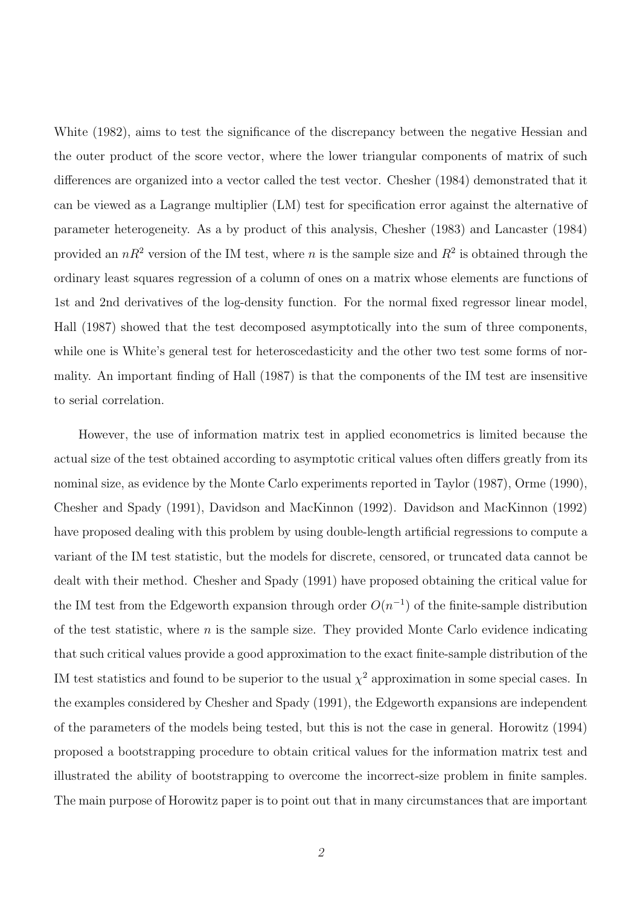White (1982), aims to test the significance of the discrepancy between the negative Hessian and the outer product of the score vector, where the lower triangular components of matrix of such differences are organized into a vector called the test vector. Chesher (1984) demonstrated that it can be viewed as a Lagrange multiplier (LM) test for specification error against the alternative of parameter heterogeneity. As a by product of this analysis, Chesher (1983) and Lancaster (1984) provided an $nR^2$ version of the IM test, where $n$ is the sample size and $R^2$ is obtained through the ordinary least squares regression of a column of ones on a matrix whose elements are functions of 1st and 2nd derivatives of the log-density function. For the normal fixed regressor linear model, Hall (1987) showed that the test decomposed asymptotically into the sum of three components, while one is White's general test for heteroscedasticity and the other two test some forms of normality. An important finding of Hall (1987) is that the components of the IM test are insensitive to serial correlation.

However, the use of information matrix test in applied econometrics is limited because the actual size of the test obtained according to asymptotic critical values often differs greatly from its nominal size, as evidence by the Monte Carlo experiments reported in Taylor (1987), Orme (1990), Chesher and Spady (1991), Davidson and MacKinnon (1992). Davidson and MacKinnon (1992) have proposed dealing with this problem by using double-length artificial regressions to compute a variant of the IM test statistic, but the models for discrete, censored, or truncated data cannot be dealt with their method. Chesher and Spady (1991) have proposed obtaining the critical value for the IM test from the Edgeworth expansion through order $O(n^{-1})$ of the finite-sample distribution of the test statistic, where $n$ is the sample size. They provided Monte Carlo evidence indicating that such critical values provide a good approximation to the exact finite-sample distribution of the IM test statistics and found to be superior to the usual $\chi^2$ approximation in some special cases. In the examples considered by Chesher and Spady (1991), the Edgeworth expansions are independent of the parameters of the models being tested, but this is not the case in general. Horowitz (1994) proposed a bootstrapping procedure to obtain critical values for the information matrix test and illustrated the ability of bootstrapping to overcome the incorrect-size problem in finite samples. The main purpose of Horowitz paper is to point out that in many circumstances that are important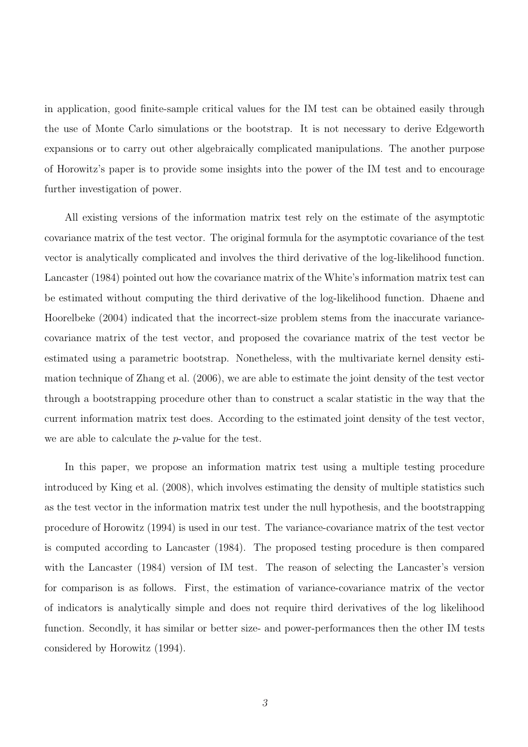in application, good finite-sample critical values for the IM test can be obtained easily through the use of Monte Carlo simulations or the bootstrap. It is not necessary to derive Edgeworth expansions or to carry out other algebraically complicated manipulations. The another purpose of Horowitz's paper is to provide some insights into the power of the IM test and to encourage further investigation of power.

All existing versions of the information matrix test rely on the estimate of the asymptotic covariance matrix of the test vector. The original formula for the asymptotic covariance of the test vector is analytically complicated and involves the third derivative of the log-likelihood function. Lancaster (1984) pointed out how the covariance matrix of the White's information matrix test can be estimated without computing the third derivative of the log-likelihood function. Dhaene and Hoorelbeke (2004) indicated that the incorrect-size problem stems from the inaccurate variance-covariance matrix of the test vector, and proposed the covariance matrix of the test vector be estimated using a parametric bootstrap. Nonetheless, with the multivariate kernel density estimation technique of Zhang et al. (2006), we are able to estimate the joint density of the test vector through a bootstrapping procedure other than to construct a scalar statistic in the way that the current information matrix test does. According to the estimated joint density of the test vector, we are able to calculate the $p$-value for the test.

In this paper, we propose an information matrix test using a multiple testing procedure introduced by King et al. (2008), which involves estimating the density of multiple statistics such as the test vector in the information matrix test under the null hypothesis, and the bootstrapping procedure of Horowitz (1994) is used in our test. The variance-covariance matrix of the test vector is computed according to Lancaster (1984). The proposed testing procedure is then compared with the Lancaster (1984) version of IM test. The reason of selecting the Lancaster's version for comparison is as follows. First, the estimation of variance-covariance matrix of the vector of indicators is analytically simple and does not require third derivatives of the log likelihood function. Secondly, it has similar or better size- and power-performances then the other IM tests considered by Horowitz (1994).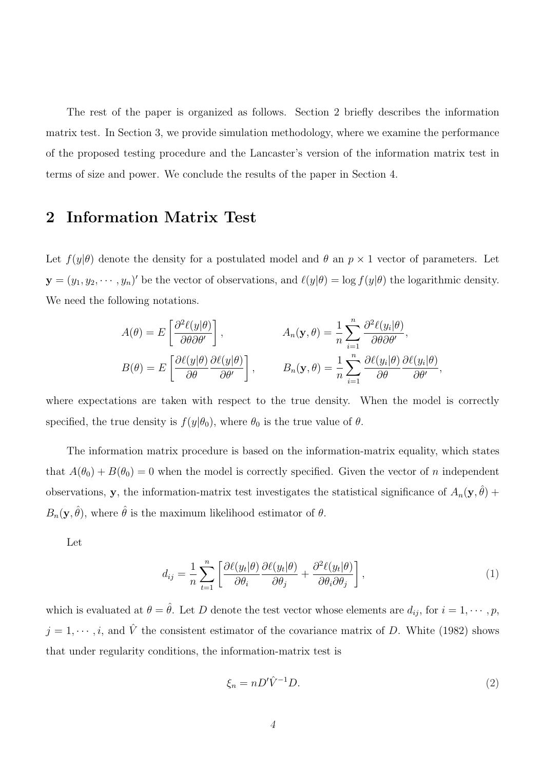The rest of the paper is organized as follows. Section 2 briefly describes the information matrix test. In Section 3, we provide simulation methodology, where we examine the performance of the proposed testing procedure and the Lancaster's version of the information matrix test in terms of size and power. We conclude the results of the paper in Section 4.

## 2 Information Matrix Test

Let $f(y|\theta)$ denote the density for a postulated model and $\theta$ an $p \times 1$ vector of parameters. Let $\mathbf{y} = (y_1, y_2, \cdots, y_n)'$ be the vector of observations, and $\ell(y|\theta) = \log f(y|\theta)$ the logarithmic density. We need the following notations.

$$
\begin{aligned}
A(\theta) &= E\left[\frac{\partial^2 \ell(y|\theta)}{\partial\theta\partial\theta'}\right], & A_n(\mathbf{y}, \theta) &= \frac{1}{n}\sum_{i=1}^{n} \frac{\partial^2 \ell(y_i|\theta)}{\partial\theta\partial\theta'}, \\
B(\theta) &= E\left[\frac{\partial \ell(y|\theta)}{\partial\theta}\frac{\partial \ell(y|\theta)}{\partial\theta'}\right], & B_n(\mathbf{y}, \theta) &= \frac{1}{n}\sum_{i=1}^{n} \frac{\partial \ell(y_i|\theta)}{\partial\theta}\frac{\partial \ell(y_i|\theta)}{\partial\theta'},
\end{aligned}
$$

where expectations are taken with respect to the true density. When the model is correctly specified, the true density is $f(y|\theta_0)$, where $\theta_0$ is the true value of $\theta$.

The information matrix procedure is based on the information-matrix equality, which states that $A(\theta_0) + B(\theta_0) = 0$ when the model is correctly specified. Given the vector of $n$ independent observations, $\mathbf{y}$, the information-matrix test investigates the statistical significance of $A_n(\mathbf{y}, \hat{\theta}) + B_n(\mathbf{y}, \hat{\theta})$, where $\hat{\theta}$ is the maximum likelihood estimator of $\theta$.

Let

$$
d_{ij} = \frac{1}{n}\sum_{t=1}^{n}\left[\frac{\partial \ell(y_t|\theta)}{\partial\theta_i}\frac{\partial \ell(y_t|\theta)}{\partial\theta_j} + \frac{\partial^2 \ell(y_t|\theta)}{\partial\theta_i\partial\theta_j}\right], \tag{1}
$$

which is evaluated at $\theta = \hat{\theta}$. Let $D$ denote the test vector whose elements are $d_{ij}$, for $i = 1, \cdots, p$, $j = 1, \cdots, i$, and $\hat{V}$ the consistent estimator of the covariance matrix of $D$. White (1982) shows that under regularity conditions, the information-matrix test is

$$
\xi_n = nD'\hat{V}^{-1}D. \tag{2}
$$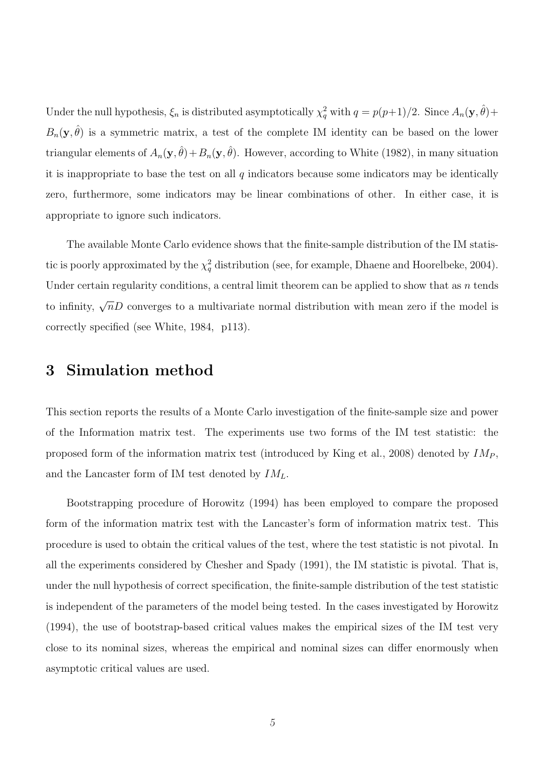Under the null hypothesis, $\xi_n$ is distributed asymptotically $\chi^2_q$ with $q = p(p+1)/2$. Since $A_n(\mathbf{y}, \hat{\theta}) + B_n(\mathbf{y}, \hat{\theta})$ is a symmetric matrix, a test of the complete IM identity can be based on the lower triangular elements of $A_n(\mathbf{y}, \hat{\theta}) + B_n(\mathbf{y}, \hat{\theta})$. However, according to White (1982), in many situation it is inappropriate to base the test on all $q$ indicators because some indicators may be identically zero, furthermore, some indicators may be linear combinations of other. In either case, it is appropriate to ignore such indicators.

The available Monte Carlo evidence shows that the finite-sample distribution of the IM statistic is poorly approximated by the $\chi^2_q$ distribution (see, for example, Dhaene and Hoorelbeke, 2004). Under certain regularity conditions, a central limit theorem can be applied to show that as $n$ tends to infinity, $\sqrt{n}D$ converges to a multivariate normal distribution with mean zero if the model is correctly specified (see White, 1984, p113).

# 3 Simulation method

This section reports the results of a Monte Carlo investigation of the finite-sample size and power of the Information matrix test. The experiments use two forms of the IM test statistic: the proposed form of the information matrix test (introduced by King et al., 2008) denoted by $IM_P$, and the Lancaster form of IM test denoted by $IM_L$.

Bootstrapping procedure of Horowitz (1994) has been employed to compare the proposed form of the information matrix test with the Lancaster's form of information matrix test. This procedure is used to obtain the critical values of the test, where the test statistic is not pivotal. In all the experiments considered by Chesher and Spady (1991), the IM statistic is pivotal. That is, under the null hypothesis of correct specification, the finite-sample distribution of the test statistic is independent of the parameters of the model being tested. In the cases investigated by Horowitz (1994), the use of bootstrap-based critical values makes the empirical sizes of the IM test very close to its nominal sizes, whereas the empirical and nominal sizes can differ enormously when asymptotic critical values are used.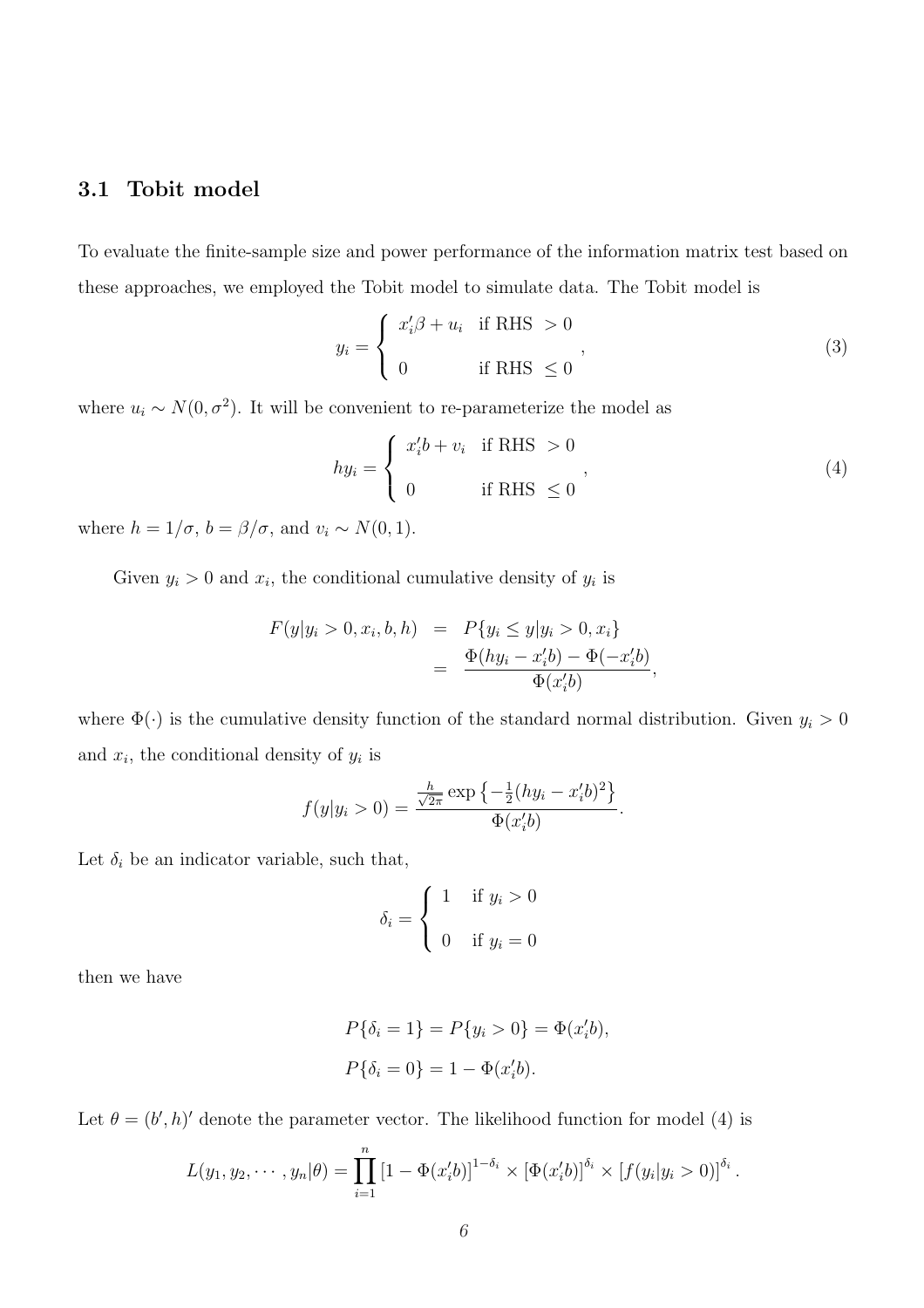### 3.1 Tobit model

To evaluate the finite-sample size and power performance of the information matrix test based on these approaches, we employed the Tobit model to simulate data. The Tobit model is

$$y_i = \begin{cases} x_i'\beta + u_i & \text{if RHS } > 0 \\ 0 & \text{if RHS } \leq 0 \end{cases}, \tag{3}$$

where $u_i \sim N(0, \sigma^2)$. It will be convenient to re-parameterize the model as

$$hy_i = \begin{cases} x_i'b + v_i & \text{if RHS } > 0 \\ 0 & \text{if RHS } \leq 0 \end{cases}, \tag{4}$$

where $h = 1/\sigma$, $b = \beta/\sigma$, and $v_i \sim N(0, 1)$.

Given $y_i > 0$ and $x_i$, the conditional cumulative density of $y_i$ is

$$\begin{aligned} F(y|y_i > 0, x_i, b, h) &= P\{y_i \leq y | y_i > 0, x_i\} \\ &= \frac{\Phi(hy_i - x_i'b) - \Phi(-x_i'b)}{\Phi(x_i'b)}, \end{aligned}$$

where $\Phi(\cdot)$ is the cumulative density function of the standard normal distribution. Given $y_i > 0$ and $x_i$, the conditional density of $y_i$ is

$$f(y|y_i > 0) = \frac{\frac{h}{\sqrt{2\pi}} \exp\left\{-\frac{1}{2}(hy_i - x_i'b)^2\right\}}{\Phi(x_i'b)}.$$

Let $\delta_i$ be an indicator variable, such that,

$$\delta_i = \begin{cases} 1 & \text{if } y_i > 0 \\ 0 & \text{if } y_i = 0 \end{cases}$$

then we have

$$P\{\delta_i = 1\} = P\{y_i > 0\} = \Phi(x_i'b),$$

$$P\{\delta_i = 0\} = 1 - \Phi(x_i'b).$$

Let $\theta = (b', h)'$ denote the parameter vector. The likelihood function for model (4) is

$$L(y_1, y_2, \cdots, y_n|\theta) = \prod_{i=1}^{n} \left[1 - \Phi(x_i'b)\right]^{1-\delta_i} \times \left[\Phi(x_i'b)\right]^{\delta_i} \times \left[f(y_i|y_i > 0)\right]^{\delta_i}.$$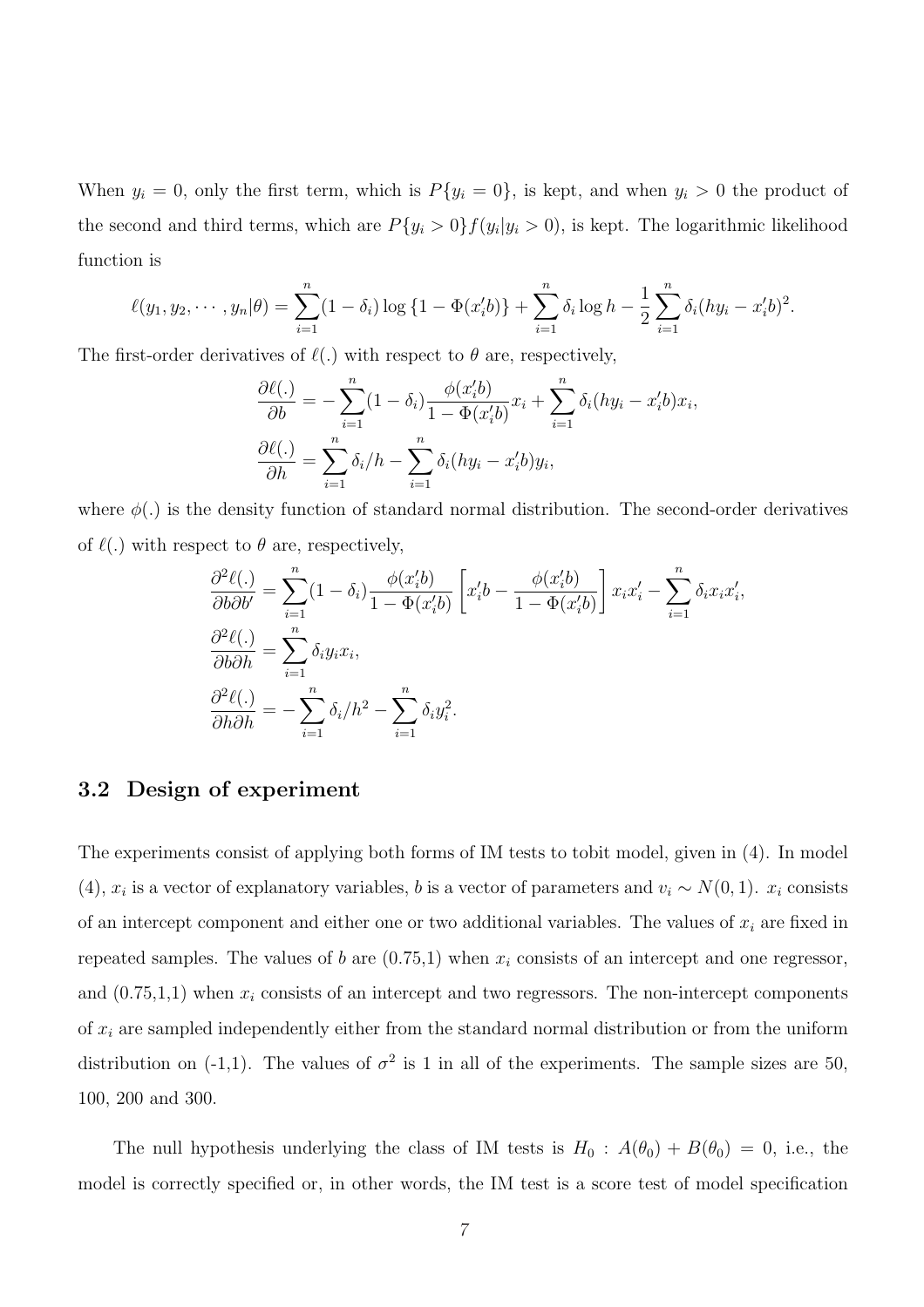When $y_i = 0$, only the first term, which is $P\{y_i = 0\}$, is kept, and when $y_i > 0$ the product of the second and third terms, which are $P\{y_i > 0\}f(y_i|y_i > 0)$, is kept. The logarithmic likelihood function is

$$\ell(y_1, y_2, \cdots, y_n|\theta) = \sum_{i=1}^{n}(1-\delta_i)\log\{1-\Phi(x_i'b)\} + \sum_{i=1}^{n}\delta_i \log h - \frac{1}{2}\sum_{i=1}^{n}\delta_i(hy_i - x_i'b)^2.$$

The first-order derivatives of $\ell(.)$ with respect to $\theta$ are, respectively,

$$\frac{\partial \ell(.)}{\partial b} = -\sum_{i=1}^{n}(1-\delta_i)\frac{\phi(x_i'b)}{1-\Phi(x_i'b)}x_i + \sum_{i=1}^{n}\delta_i(hy_i - x_i'b)x_i,$$

$$\frac{\partial \ell(.)}{\partial h} = \sum_{i=1}^{n}\delta_i/h - \sum_{i=1}^{n}\delta_i(hy_i - x_i'b)y_i,$$

where $\phi(.)$ is the density function of standard normal distribution. The second-order derivatives of $\ell(.)$ with respect to $\theta$ are, respectively,

$$\frac{\partial^2 \ell(.)}{\partial b \partial b'} = \sum_{i=1}^{n}(1-\delta_i)\frac{\phi(x_i'b)}{1-\Phi(x_i'b)}\left[x_i'b - \frac{\phi(x_i'b)}{1-\Phi(x_i'b)}\right]x_i x_i' - \sum_{i=1}^{n}\delta_i x_i x_i',$$

$$\frac{\partial^2 \ell(.)}{\partial b \partial h} = \sum_{i=1}^{n}\delta_i y_i x_i,$$

$$\frac{\partial^2 \ell(.)}{\partial h \partial h} = -\sum_{i=1}^{n}\delta_i/h^2 - \sum_{i=1}^{n}\delta_i y_i^2.$$

### 3.2 Design of experiment

The experiments consist of applying both forms of IM tests to tobit model, given in (4). In model (4), $x_i$ is a vector of explanatory variables, $b$ is a vector of parameters and $v_i \sim N(0,1)$. $x_i$ consists of an intercept component and either one or two additional variables. The values of $x_i$ are fixed in repeated samples. The values of $b$ are (0.75,1) when $x_i$ consists of an intercept and one regressor, and (0.75,1,1) when $x_i$ consists of an intercept and two regressors. The non-intercept components of $x_i$ are sampled independently either from the standard normal distribution or from the uniform distribution on (-1,1). The values of $\sigma^2$ is 1 in all of the experiments. The sample sizes are 50, 100, 200 and 300.

The null hypothesis underlying the class of IM tests is $H_0 : A(\theta_0) + B(\theta_0) = 0$, i.e., the model is correctly specified or, in other words, the IM test is a score test of model specification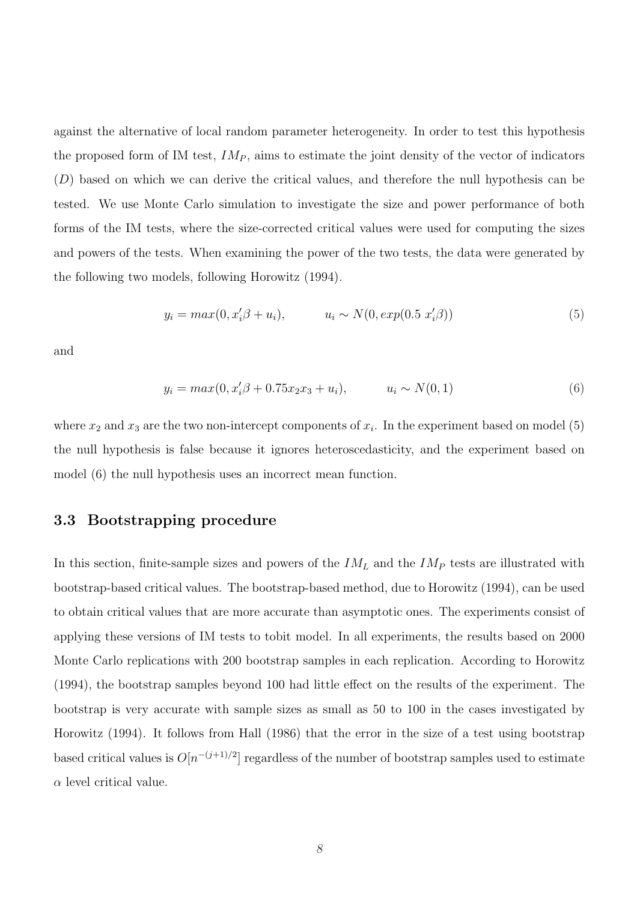against the alternative of local random parameter heterogeneity. In order to test this hypothesis the proposed form of IM test, $IM_P$, aims to estimate the joint density of the vector of indicators ($D$) based on which we can derive the critical values, and therefore the null hypothesis can be tested. We use Monte Carlo simulation to investigate the size and power performance of both forms of the IM tests, where the size-corrected critical values were used for computing the sizes and powers of the tests. When examining the power of the two tests, the data were generated by the following two models, following Horowitz (1994).

$$y_i = max(0, x_i'\beta + u_i), \qquad u_i \sim N(0, exp(0.5\ x_i'\beta)) \tag{5}$$

and

$$y_i = max(0, x_i'\beta + 0.75x_2x_3 + u_i), \qquad u_i \sim N(0, 1) \tag{6}$$

where $x_2$ and $x_3$ are the two non-intercept components of $x_i$. In the experiment based on model (5) the null hypothesis is false because it ignores heteroscedasticity, and the experiment based on model (6) the null hypothesis uses an incorrect mean function.

### 3.3 Bootstrapping procedure

In this section, finite-sample sizes and powers of the $IM_L$ and the $IM_P$ tests are illustrated with bootstrap-based critical values. The bootstrap-based method, due to Horowitz (1994), can be used to obtain critical values that are more accurate than asymptotic ones. The experiments consist of applying these versions of IM tests to tobit model. In all experiments, the results based on 2000 Monte Carlo replications with 200 bootstrap samples in each replication. According to Horowitz (1994), the bootstrap samples beyond 100 had little effect on the results of the experiment. The bootstrap is very accurate with sample sizes as small as 50 to 100 in the cases investigated by Horowitz (1994). It follows from Hall (1986) that the error in the size of a test using bootstrap based critical values is $O[n^{-(j+1)/2}]$ regardless of the number of bootstrap samples used to estimate $\alpha$ level critical value.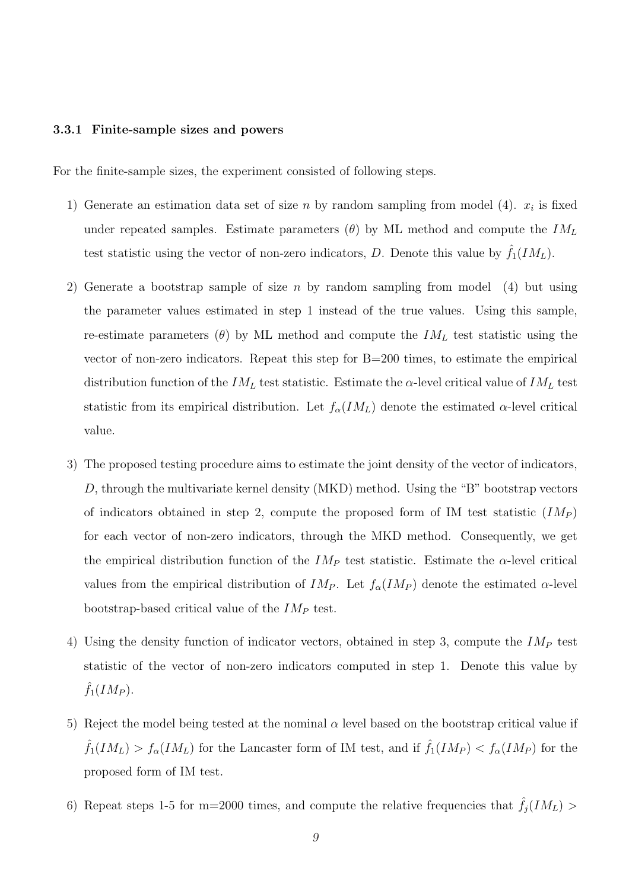#### 3.3.1 Finite-sample sizes and powers

For the finite-sample sizes, the experiment consisted of following steps.

1) Generate an estimation data set of size $n$ by random sampling from model (4). $x_i$ is fixed under repeated samples. Estimate parameters ($\theta$) by ML method and compute the $IM_L$ test statistic using the vector of non-zero indicators, $D$. Denote this value by $\hat{f}_1(IM_L)$.

2) Generate a bootstrap sample of size $n$ by random sampling from model (4) but using the parameter values estimated in step 1 instead of the true values. Using this sample, re-estimate parameters ($\theta$) by ML method and compute the $IM_L$ test statistic using the vector of non-zero indicators. Repeat this step for B=200 times, to estimate the empirical distribution function of the $IM_L$ test statistic. Estimate the $\alpha$-level critical value of $IM_L$ test statistic from its empirical distribution. Let $f_\alpha(IM_L)$ denote the estimated $\alpha$-level critical value.

3) The proposed testing procedure aims to estimate the joint density of the vector of indicators, $D$, through the multivariate kernel density (MKD) method. Using the "B" bootstrap vectors of indicators obtained in step 2, compute the proposed form of IM test statistic ($IM_P$) for each vector of non-zero indicators, through the MKD method. Consequently, we get the empirical distribution function of the $IM_P$ test statistic. Estimate the $\alpha$-level critical values from the empirical distribution of $IM_P$. Let $f_\alpha(IM_P)$ denote the estimated $\alpha$-level bootstrap-based critical value of the $IM_P$ test.

4) Using the density function of indicator vectors, obtained in step 3, compute the $IM_P$ test statistic of the vector of non-zero indicators computed in step 1. Denote this value by $\hat{f}_1(IM_P)$.

5) Reject the model being tested at the nominal $\alpha$ level based on the bootstrap critical value if $\hat{f}_1(IM_L) > f_\alpha(IM_L)$ for the Lancaster form of IM test, and if $\hat{f}_1(IM_P) < f_\alpha(IM_P)$ for the proposed form of IM test.

6) Repeat steps 1-5 for m=2000 times, and compute the relative frequencies that $\hat{f}_j(IM_L) >$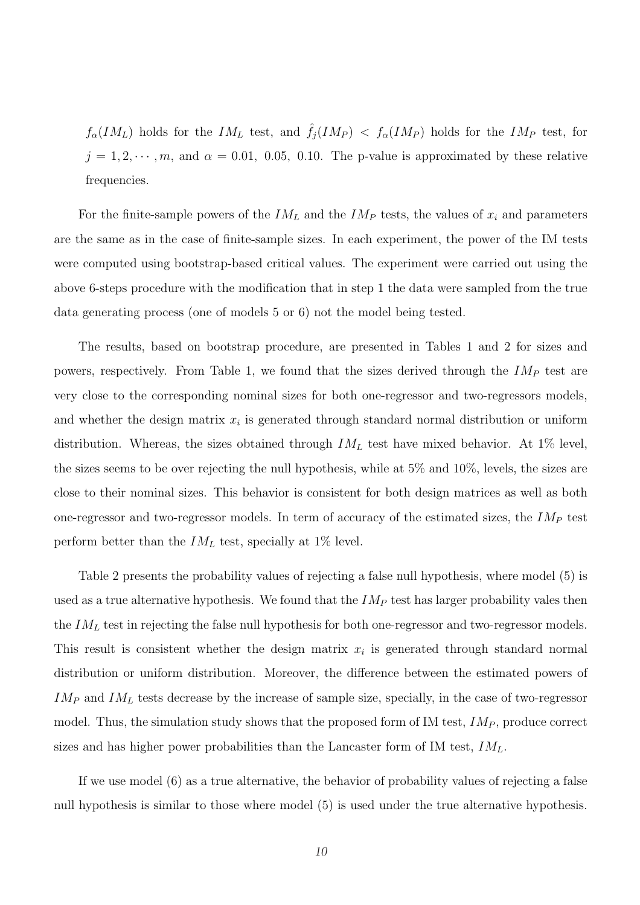$f_\alpha(IM_L)$ holds for the $IM_L$ test, and $\hat{f}_j(IM_P) < f_\alpha(IM_P)$ holds for the $IM_P$ test, for $j = 1, 2, \cdots, m$, and $\alpha = 0.01,\ 0.05,\ 0.10$. The p-value is approximated by these relative frequencies.

For the finite-sample powers of the $IM_L$ and the $IM_P$ tests, the values of $x_i$ and parameters are the same as in the case of finite-sample sizes. In each experiment, the power of the IM tests were computed using bootstrap-based critical values. The experiment were carried out using the above 6-steps procedure with the modification that in step 1 the data were sampled from the true data generating process (one of models 5 or 6) not the model being tested.

The results, based on bootstrap procedure, are presented in Tables 1 and 2 for sizes and powers, respectively. From Table 1, we found that the sizes derived through the $IM_P$ test are very close to the corresponding nominal sizes for both one-regressor and two-regressors models, and whether the design matrix $x_i$ is generated through standard normal distribution or uniform distribution. Whereas, the sizes obtained through $IM_L$ test have mixed behavior. At 1% level, the sizes seems to be over rejecting the null hypothesis, while at 5% and 10%, levels, the sizes are close to their nominal sizes. This behavior is consistent for both design matrices as well as both one-regressor and two-regressor models. In term of accuracy of the estimated sizes, the $IM_P$ test perform better than the $IM_L$ test, specially at 1% level.

Table 2 presents the probability values of rejecting a false null hypothesis, where model (5) is used as a true alternative hypothesis. We found that the $IM_P$ test has larger probability vales then the $IM_L$ test in rejecting the false null hypothesis for both one-regressor and two-regressor models. This result is consistent whether the design matrix $x_i$ is generated through standard normal distribution or uniform distribution. Moreover, the difference between the estimated powers of $IM_P$ and $IM_L$ tests decrease by the increase of sample size, specially, in the case of two-regressor model. Thus, the simulation study shows that the proposed form of IM test, $IM_P$, produce correct sizes and has higher power probabilities than the Lancaster form of IM test, $IM_L$.

If we use model (6) as a true alternative, the behavior of probability values of rejecting a false null hypothesis is similar to those where model (5) is used under the true alternative hypothesis.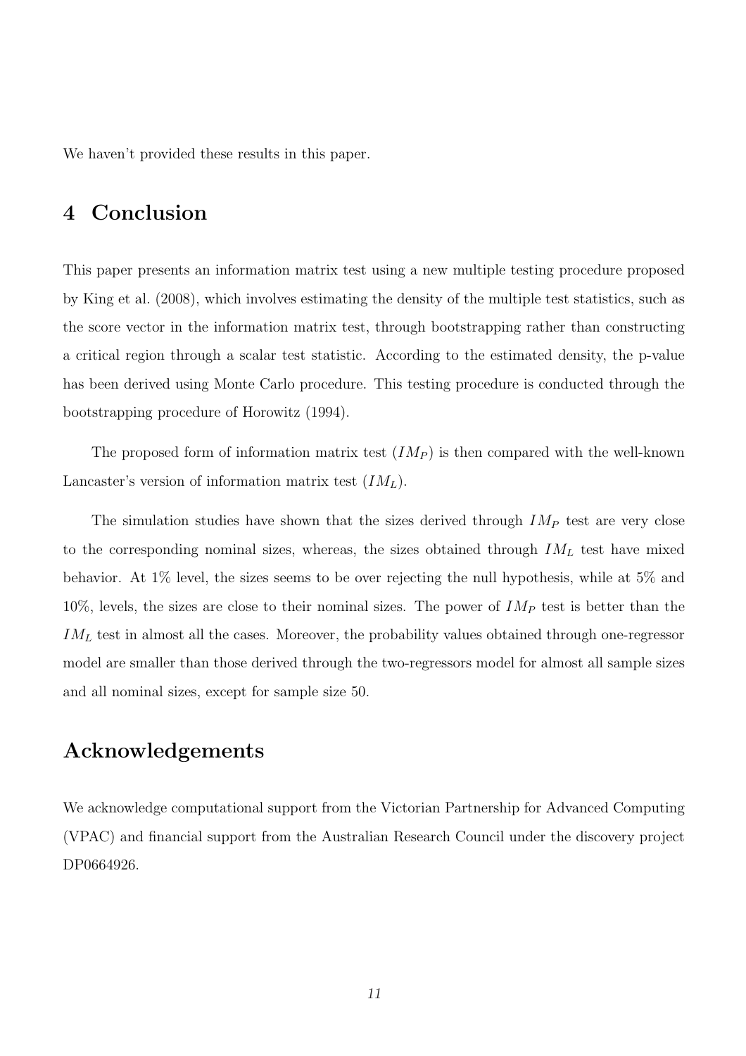We haven't provided these results in this paper.

## 4 Conclusion

This paper presents an information matrix test using a new multiple testing procedure proposed by King et al. (2008), which involves estimating the density of the multiple test statistics, such as the score vector in the information matrix test, through bootstrapping rather than constructing a critical region through a scalar test statistic. According to the estimated density, the p-value has been derived using Monte Carlo procedure. This testing procedure is conducted through the bootstrapping procedure of Horowitz (1994).

The proposed form of information matrix test ($IM_P$) is then compared with the well-known Lancaster's version of information matrix test ($IM_L$).

The simulation studies have shown that the sizes derived through $IM_P$ test are very close to the corresponding nominal sizes, whereas, the sizes obtained through $IM_L$ test have mixed behavior. At 1% level, the sizes seems to be over rejecting the null hypothesis, while at 5% and 10%, levels, the sizes are close to their nominal sizes. The power of $IM_P$ test is better than the $IM_L$ test in almost all the cases. Moreover, the probability values obtained through one-regressor model are smaller than those derived through the two-regressors model for almost all sample sizes and all nominal sizes, except for sample size 50.

## Acknowledgements

We acknowledge computational support from the Victorian Partnership for Advanced Computing (VPAC) and financial support from the Australian Research Council under the discovery project DP0664926.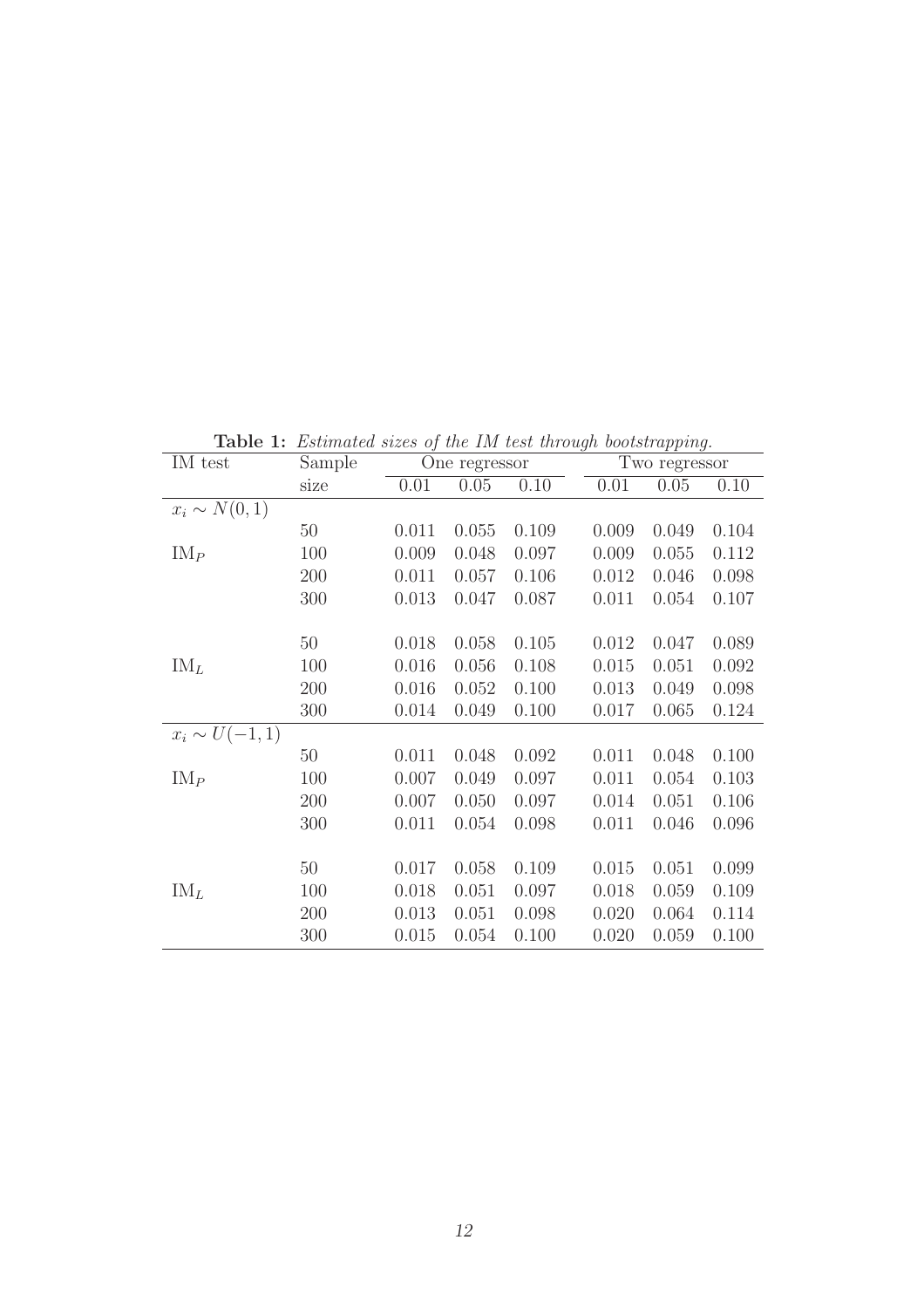**Table 1:** *Estimated sizes of the IM test through bootstrapping.*

| IM test | Sample size | One regressor | | | Two regressor | | |
|---|---|---|---|---|---|---|---|
| | | 0.01 | 0.05 | 0.10 | 0.01 | 0.05 | 0.10 |
| $x_i \sim N(0,1)$ | | | | | | | |
| | 50 | 0.011 | 0.055 | 0.109 | 0.009 | 0.049 | 0.104 |
| $\text{IM}_P$ | 100 | 0.009 | 0.048 | 0.097 | 0.009 | 0.055 | 0.112 |
| | 200 | 0.011 | 0.057 | 0.106 | 0.012 | 0.046 | 0.098 |
| | 300 | 0.013 | 0.047 | 0.087 | 0.011 | 0.054 | 0.107 |
| | 50 | 0.018 | 0.058 | 0.105 | 0.012 | 0.047 | 0.089 |
| $\text{IM}_L$ | 100 | 0.016 | 0.056 | 0.108 | 0.015 | 0.051 | 0.092 |
| | 200 | 0.016 | 0.052 | 0.100 | 0.013 | 0.049 | 0.098 |
| | 300 | 0.014 | 0.049 | 0.100 | 0.017 | 0.065 | 0.124 |
| $x_i \sim U(-1,1)$ | | | | | | | |
| | 50 | 0.011 | 0.048 | 0.092 | 0.011 | 0.048 | 0.100 |
| $\text{IM}_P$ | 100 | 0.007 | 0.049 | 0.097 | 0.011 | 0.054 | 0.103 |
| | 200 | 0.007 | 0.050 | 0.097 | 0.014 | 0.051 | 0.106 |
| | 300 | 0.011 | 0.054 | 0.098 | 0.011 | 0.046 | 0.096 |
| | 50 | 0.017 | 0.058 | 0.109 | 0.015 | 0.051 | 0.099 |
| $\text{IM}_L$ | 100 | 0.018 | 0.051 | 0.097 | 0.018 | 0.059 | 0.109 |
| | 200 | 0.013 | 0.051 | 0.098 | 0.020 | 0.064 | 0.114 |
| | 300 | 0.015 | 0.054 | 0.100 | 0.020 | 0.059 | 0.100 |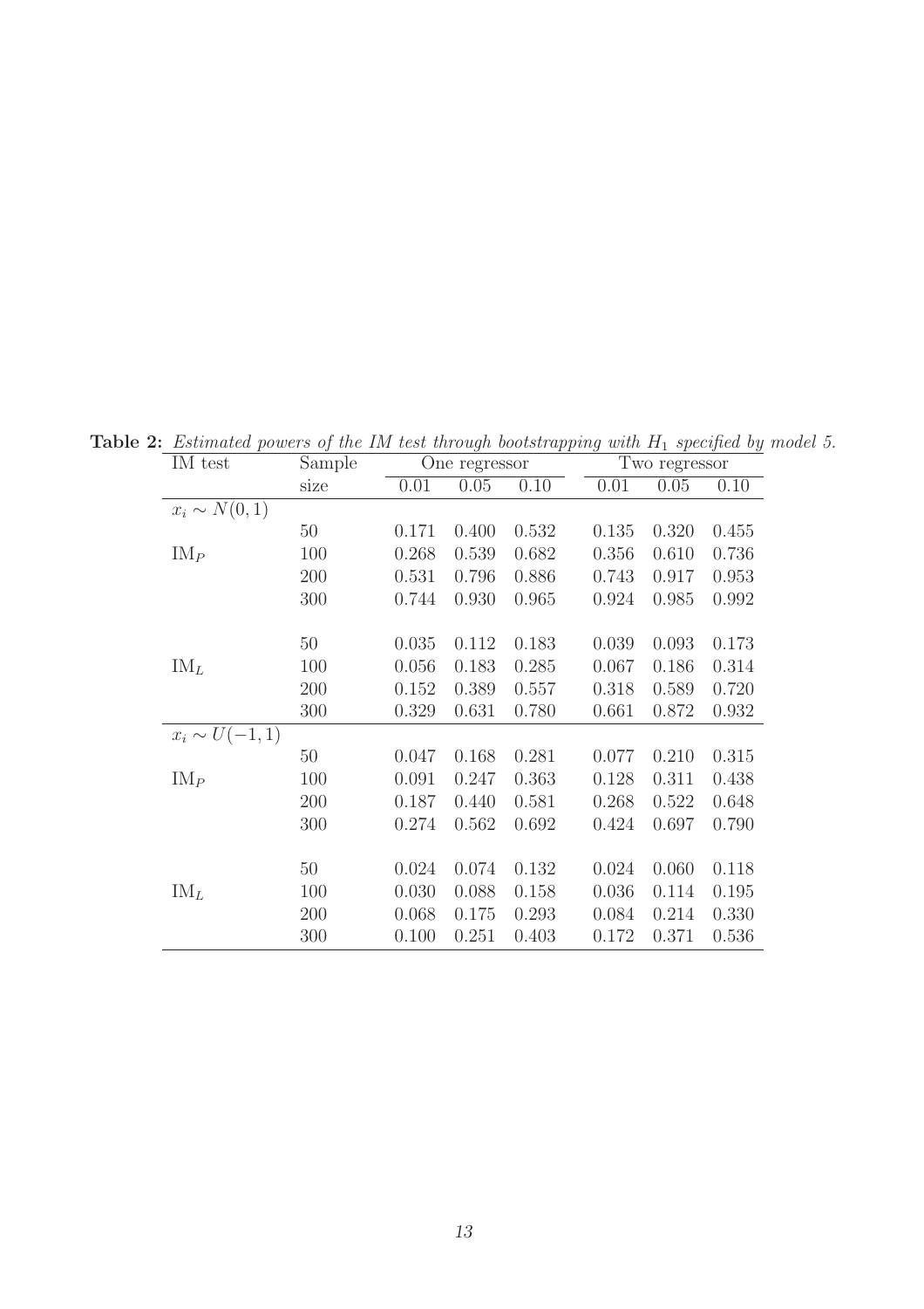**Table 2:** *Estimated powers of the IM test through bootstrapping with $H_1$ specified by model 5.*

| IM test | Sample | One regressor | | | Two regressor | | |
|---|---|---|---|---|---|---|---|
| | size | 0.01 | 0.05 | 0.10 | 0.01 | 0.05 | 0.10 |
| $x_i \sim N(0,1)$ | | | | | | | |
| | 50 | 0.171 | 0.400 | 0.532 | 0.135 | 0.320 | 0.455 |
| $\mathrm{IM}_P$ | 100 | 0.268 | 0.539 | 0.682 | 0.356 | 0.610 | 0.736 |
| | 200 | 0.531 | 0.796 | 0.886 | 0.743 | 0.917 | 0.953 |
| | 300 | 0.744 | 0.930 | 0.965 | 0.924 | 0.985 | 0.992 |
| | 50 | 0.035 | 0.112 | 0.183 | 0.039 | 0.093 | 0.173 |
| $\mathrm{IM}_L$ | 100 | 0.056 | 0.183 | 0.285 | 0.067 | 0.186 | 0.314 |
| | 200 | 0.152 | 0.389 | 0.557 | 0.318 | 0.589 | 0.720 |
| | 300 | 0.329 | 0.631 | 0.780 | 0.661 | 0.872 | 0.932 |
| $x_i \sim U(-1,1)$ | | | | | | | |
| | 50 | 0.047 | 0.168 | 0.281 | 0.077 | 0.210 | 0.315 |
| $\mathrm{IM}_P$ | 100 | 0.091 | 0.247 | 0.363 | 0.128 | 0.311 | 0.438 |
| | 200 | 0.187 | 0.440 | 0.581 | 0.268 | 0.522 | 0.648 |
| | 300 | 0.274 | 0.562 | 0.692 | 0.424 | 0.697 | 0.790 |
| | 50 | 0.024 | 0.074 | 0.132 | 0.024 | 0.060 | 0.118 |
| $\mathrm{IM}_L$ | 100 | 0.030 | 0.088 | 0.158 | 0.036 | 0.114 | 0.195 |
| | 200 | 0.068 | 0.175 | 0.293 | 0.084 | 0.214 | 0.330 |
| | 300 | 0.100 | 0.251 | 0.403 | 0.172 | 0.371 | 0.536 |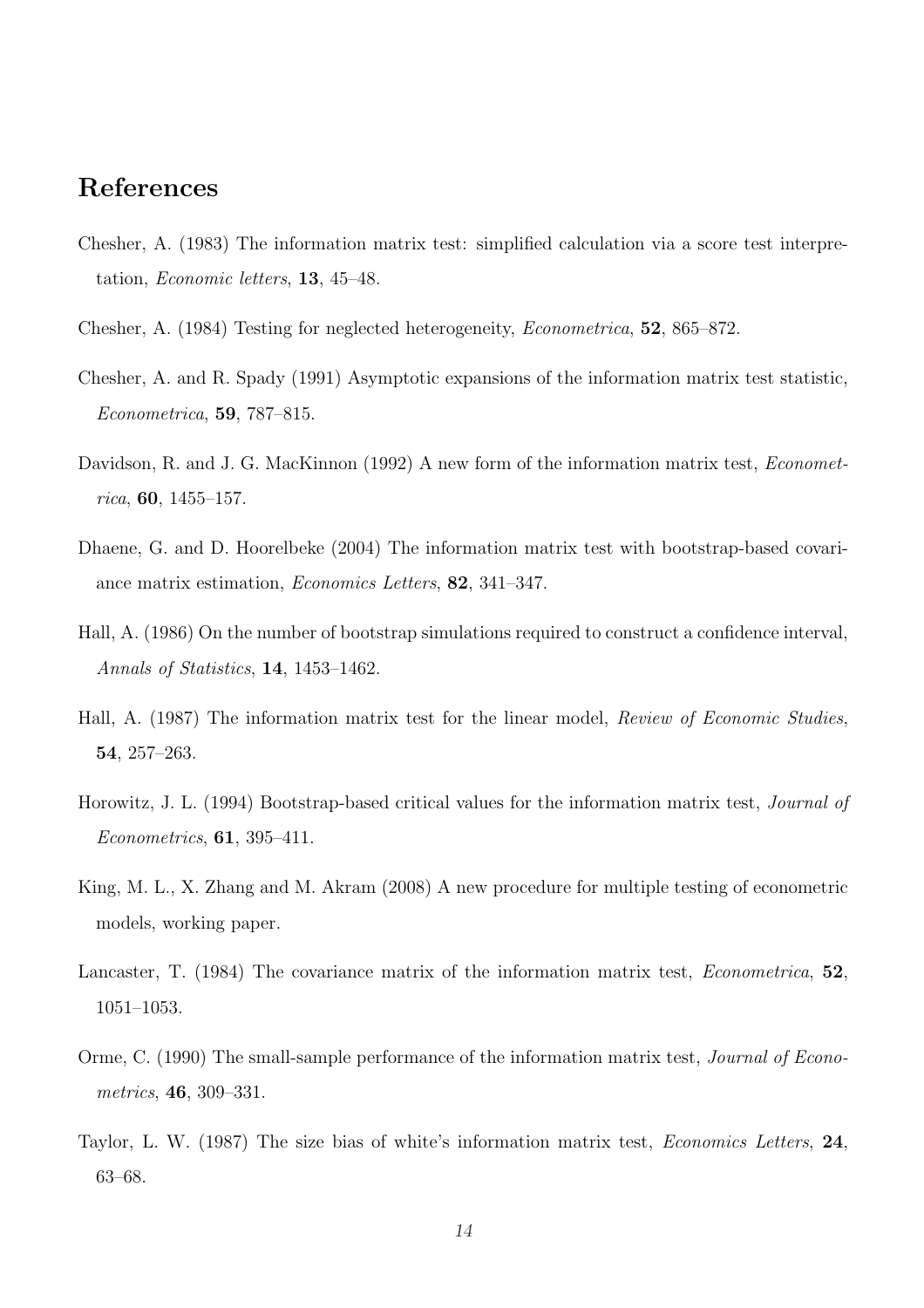## References

Chesher, A. (1983) The information matrix test: simplified calculation via a score test interpretation, *Economic letters*, **13**, 45–48.

Chesher, A. (1984) Testing for neglected heterogeneity, *Econometrica*, **52**, 865–872.

Chesher, A. and R. Spady (1991) Asymptotic expansions of the information matrix test statistic, *Econometrica*, **59**, 787–815.

Davidson, R. and J. G. MacKinnon (1992) A new form of the information matrix test, *Econometrica*, **60**, 1455–157.

Dhaene, G. and D. Hoorelbeke (2004) The information matrix test with bootstrap-based covariance matrix estimation, *Economics Letters*, **82**, 341–347.

Hall, A. (1986) On the number of bootstrap simulations required to construct a confidence interval, *Annals of Statistics*, **14**, 1453–1462.

Hall, A. (1987) The information matrix test for the linear model, *Review of Economic Studies*, **54**, 257–263.

Horowitz, J. L. (1994) Bootstrap-based critical values for the information matrix test, *Journal of Econometrics*, **61**, 395–411.

King, M. L., X. Zhang and M. Akram (2008) A new procedure for multiple testing of econometric models, working paper.

Lancaster, T. (1984) The covariance matrix of the information matrix test, *Econometrica*, **52**, 1051–1053.

Orme, C. (1990) The small-sample performance of the information matrix test, *Journal of Econometrics*, **46**, 309–331.

Taylor, L. W. (1987) The size bias of white's information matrix test, *Economics Letters*, **24**, 63–68.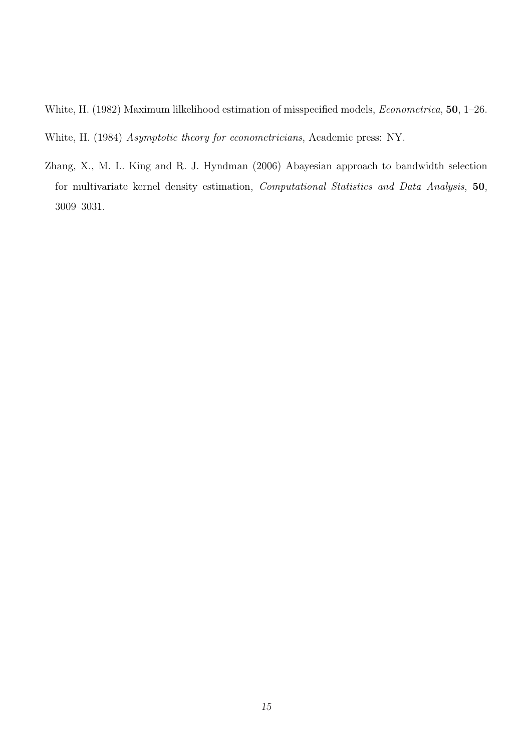White, H. (1982) Maximum lilkelihood estimation of misspecified models, *Econometrica*, **50**, 1–26.

White, H. (1984) *Asymptotic theory for econometricians*, Academic press: NY.

Zhang, X., M. L. King and R. J. Hyndman (2006) Abayesian approach to bandwidth selection for multivariate kernel density estimation, *Computational Statistics and Data Analysis*, **50**, 3009–3031.